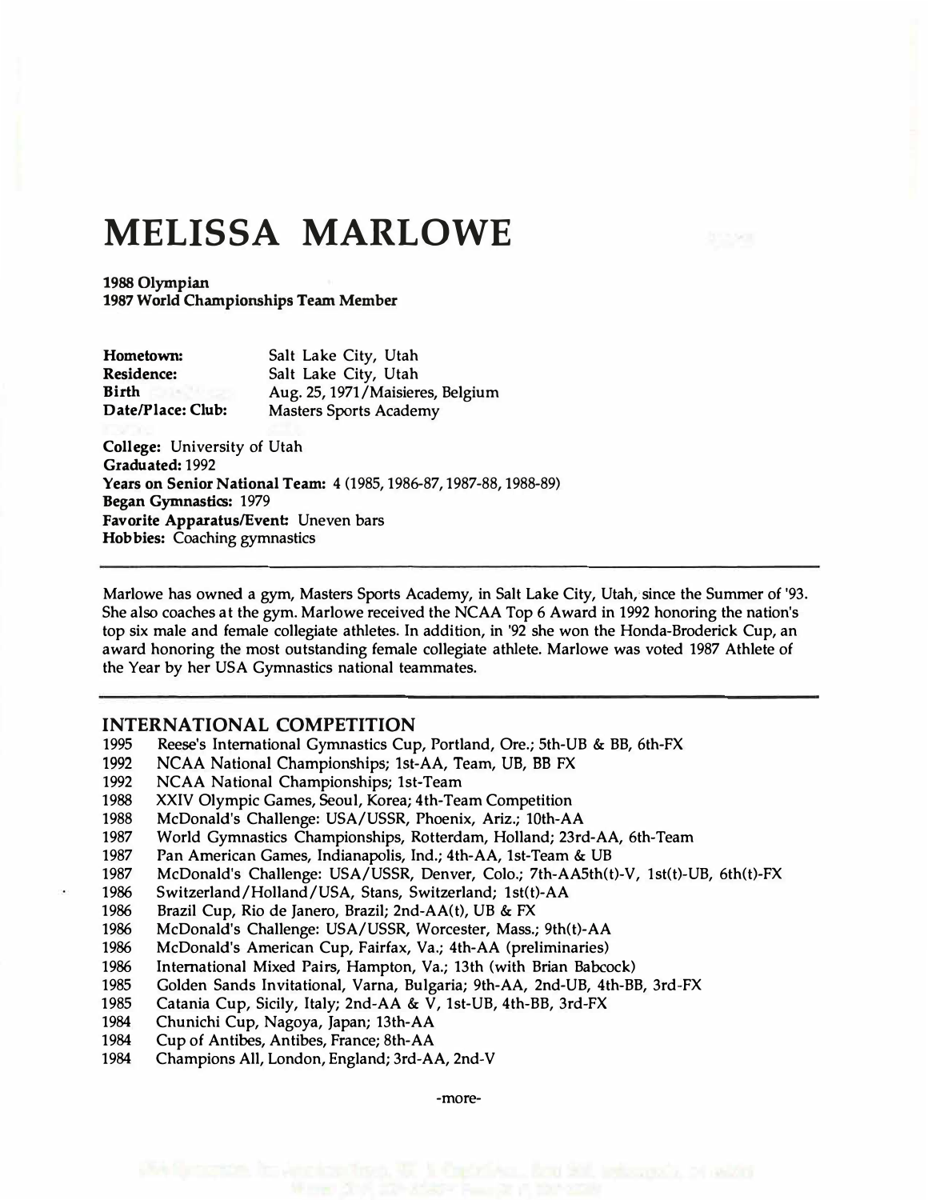# MELISSA MARLOWE

**1988 Olympian**
**1987 World Championships Team Member**

**Hometown:** Salt Lake City, Utah
**Residence:** Salt Lake City, Utah
**Birth Date/Place:** Aug. 25, 1971/Maisieres, Belgium
**Club:** Masters Sports Academy

**College:** University of Utah
**Graduated:** 1992
**Years on Senior National Team:** 4 (1985, 1986-87, 1987-88, 1988-89)
**Began Gymnastics:** 1979
**Favorite Apparatus/Event:** Uneven bars
**Hobbies:** Coaching gymnastics

---

Marlowe has owned a gym, Masters Sports Academy, in Salt Lake City, Utah, since the Summer of '93. She also coaches at the gym. Marlowe received the NCAA Top 6 Award in 1992 honoring the nation's top six male and female collegiate athletes. In addition, in '92 she won the Honda-Broderick Cup, an award honoring the most outstanding female collegiate athlete. Marlowe was voted 1987 Athlete of the Year by her USA Gymnastics national teammates.

---

## INTERNATIONAL COMPETITION

- 1995 Reese's International Gymnastics Cup, Portland, Ore.; 5th-UB & BB, 6th-FX
- 1992 NCAA National Championships; 1st-AA, Team, UB, BB FX
- 1992 NCAA National Championships; 1st-Team
- 1988 XXIV Olympic Games, Seoul, Korea; 4th-Team Competition
- 1988 McDonald's Challenge: USA/USSR, Phoenix, Ariz.; 10th-AA
- 1987 World Gymnastics Championships, Rotterdam, Holland; 23rd-AA, 6th-Team
- 1987 Pan American Games, Indianapolis, Ind.; 4th-AA, 1st-Team & UB
- 1987 McDonald's Challenge: USA/USSR, Denver, Colo.; 7th-AA5th(t)-V, 1st(t)-UB, 6th(t)-FX
- 1986 Switzerland/Holland/USA, Stans, Switzerland; 1st(t)-AA
- 1986 Brazil Cup, Rio de Janero, Brazil; 2nd-AA(t), UB & FX
- 1986 McDonald's Challenge: USA/USSR, Worcester, Mass.; 9th(t)-AA
- 1986 McDonald's American Cup, Fairfax, Va.; 4th-AA (preliminaries)
- 1986 International Mixed Pairs, Hampton, Va.; 13th (with Brian Babcock)
- 1985 Golden Sands Invitational, Varna, Bulgaria; 9th-AA, 2nd-UB, 4th-BB, 3rd-FX
- 1985 Catania Cup, Sicily, Italy; 2nd-AA & V, 1st-UB, 4th-BB, 3rd-FX
- 1984 Chunichi Cup, Nagoya, Japan; 13th-AA
- 1984 Cup of Antibes, Antibes, France; 8th-AA
- 1984 Champions All, London, England; 3rd-AA, 2nd-V

-more-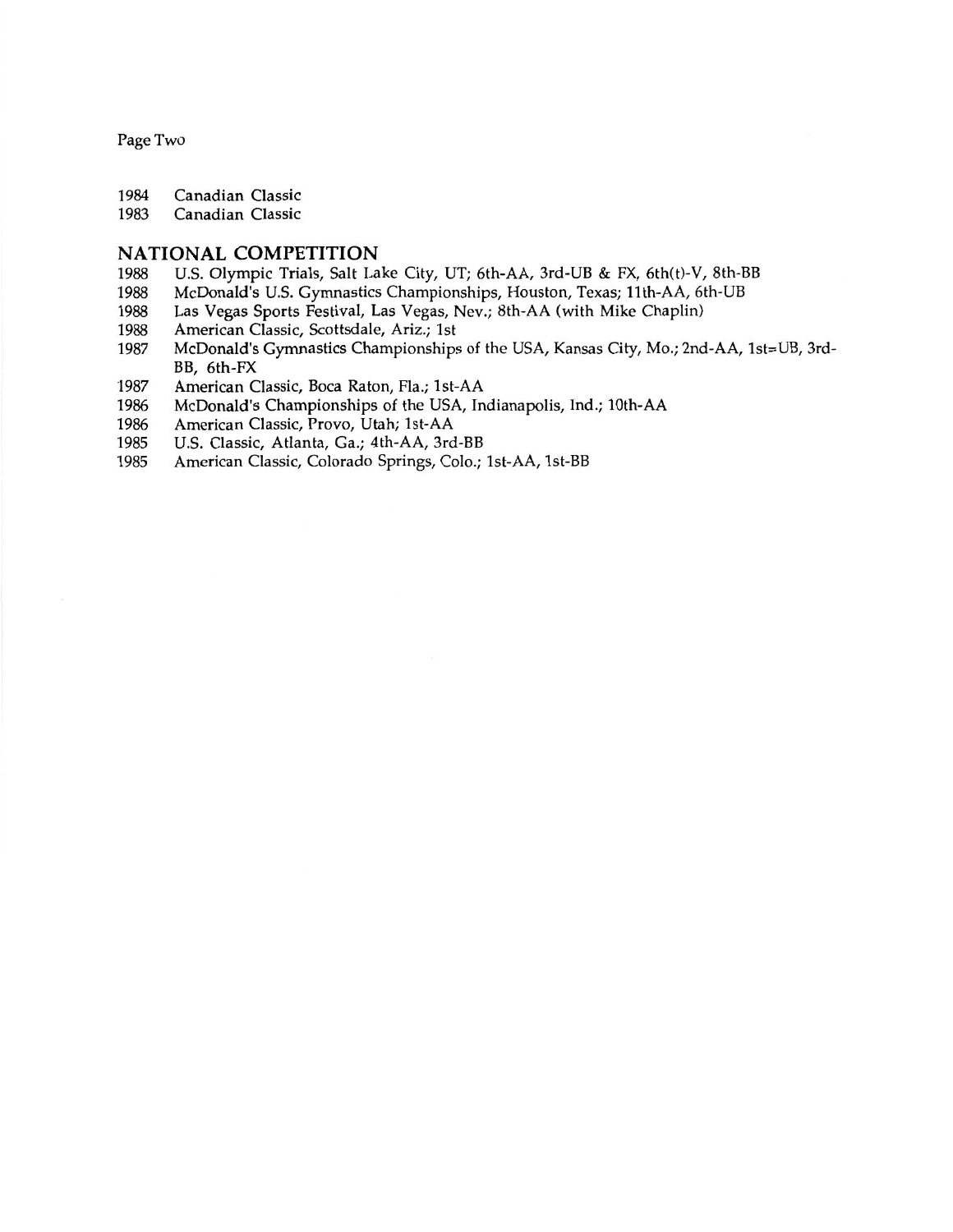1984 Canadian Classic
1983 Canadian Classic

## NATIONAL COMPETITION

1988 U.S. Olympic Trials, Salt Lake City, UT; 6th-AA, 3rd-UB & FX, 6th(t)-V, 8th-BB
1988 McDonald's U.S. Gymnastics Championships, Houston, Texas; 11th-AA, 6th-UB
1988 Las Vegas Sports Festival, Las Vegas, Nev.; 8th-AA (with Mike Chaplin)
1988 American Classic, Scottsdale, Ariz.; 1st
1987 McDonald's Gymnastics Championships of the USA, Kansas City, Mo.; 2nd-AA, 1st=UB, 3rd-BB, 6th-FX
1987 American Classic, Boca Raton, Fla.; 1st-AA
1986 McDonald's Championships of the USA, Indianapolis, Ind.; 10th-AA
1986 American Classic, Provo, Utah; 1st-AA
1985 U.S. Classic, Atlanta, Ga.; 4th-AA, 3rd-BB
1985 American Classic, Colorado Springs, Colo.; 1st-AA, 1st-BB